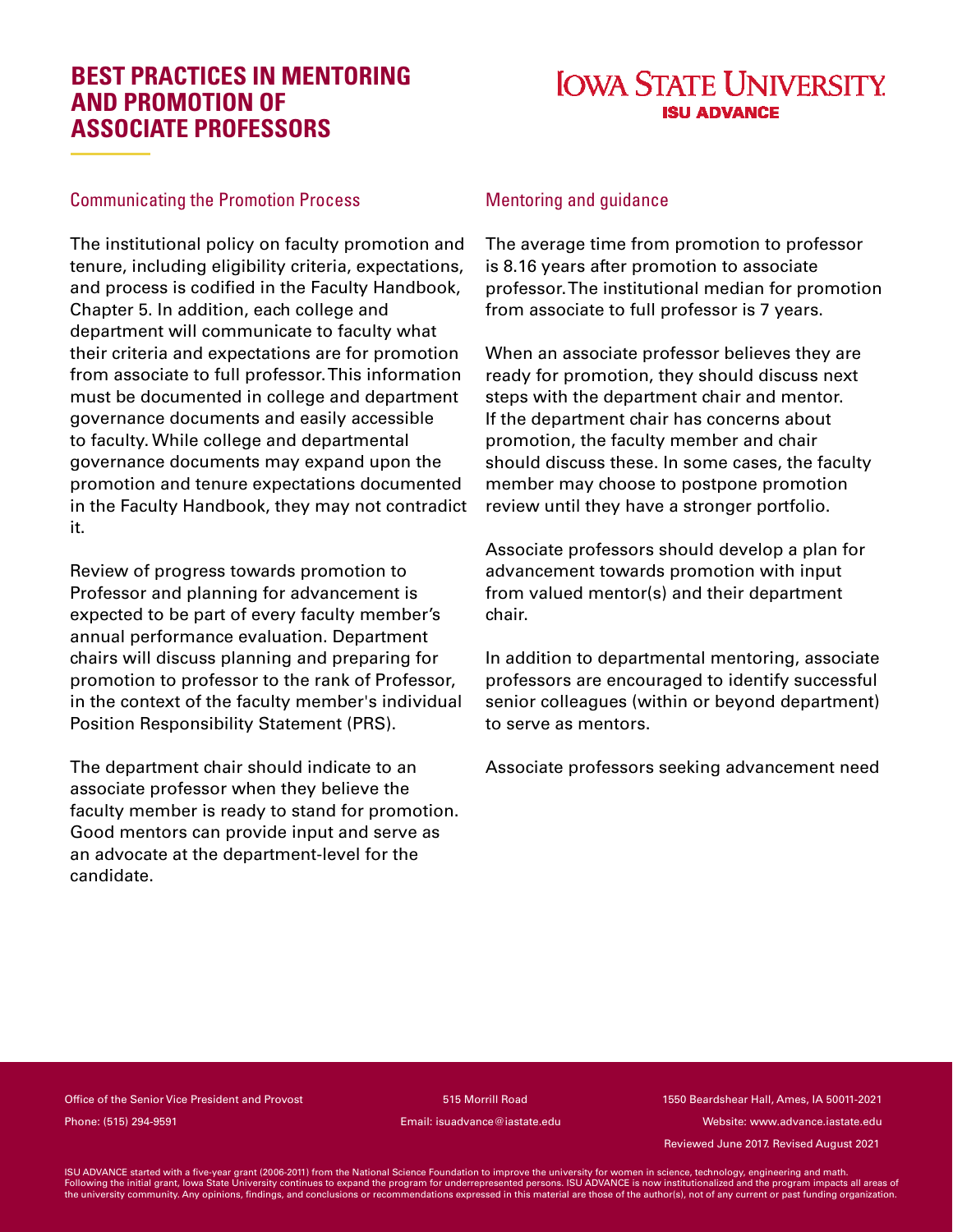# BEST PRACTICES IN MENTORING AND PROMOTION OF ASSOCIATE PROFESSORS

**IOWA STATE UNIVERSITY**
**ISU ADVANCE**

## Communicating the Promotion Process

The institutional policy on faculty promotion and tenure, including eligibility criteria, expectations, and process is codified in the Faculty Handbook, Chapter 5. In addition, each college and department will communicate to faculty what their criteria and expectations are for promotion from associate to full professor. This information must be documented in college and department governance documents and easily accessible to faculty. While college and departmental governance documents may expand upon the promotion and tenure expectations documented in the Faculty Handbook, they may not contradict it.

Review of progress towards promotion to Professor and planning for advancement is expected to be part of every faculty member's annual performance evaluation. Department chairs will discuss planning and preparing for promotion to professor to the rank of Professor, in the context of the faculty member's individual Position Responsibility Statement (PRS).

The department chair should indicate to an associate professor when they believe the faculty member is ready to stand for promotion. Good mentors can provide input and serve as an advocate at the department-level for the candidate.

## Mentoring and guidance

The average time from promotion to professor is 8.16 years after promotion to associate professor. The institutional median for promotion from associate to full professor is 7 years.

When an associate professor believes they are ready for promotion, they should discuss next steps with the department chair and mentor. If the department chair has concerns about promotion, the faculty member and chair should discuss these. In some cases, the faculty member may choose to postpone promotion review until they have a stronger portfolio.

Associate professors should develop a plan for advancement towards promotion with input from valued mentor(s) and their department chair.

In addition to departmental mentoring, associate professors are encouraged to identify successful senior colleagues (within or beyond department) to serve as mentors.

Associate professors seeking advancement need

Office of the Senior Vice President and Provost | 515 Morrill Road | 1550 Beardshear Hall, Ames, IA 50011-2021

Phone: (515) 294-9591 | Email: isuadvance@iastate.edu | Website: www.advance.iastate.edu

Reviewed June 2017. Revised August 2021

ISU ADVANCE started with a five-year grant (2006-2011) from the National Science Foundation to improve the university for women in science, technology, engineering and math. Following the initial grant, Iowa State University continues to expand the program for underrepresented persons. ISU ADVANCE is now institutionalized and the program impacts all areas of the university community. Any opinions, findings, and conclusions or recommendations expressed in this material are those of the author(s), not of any current or past funding organization.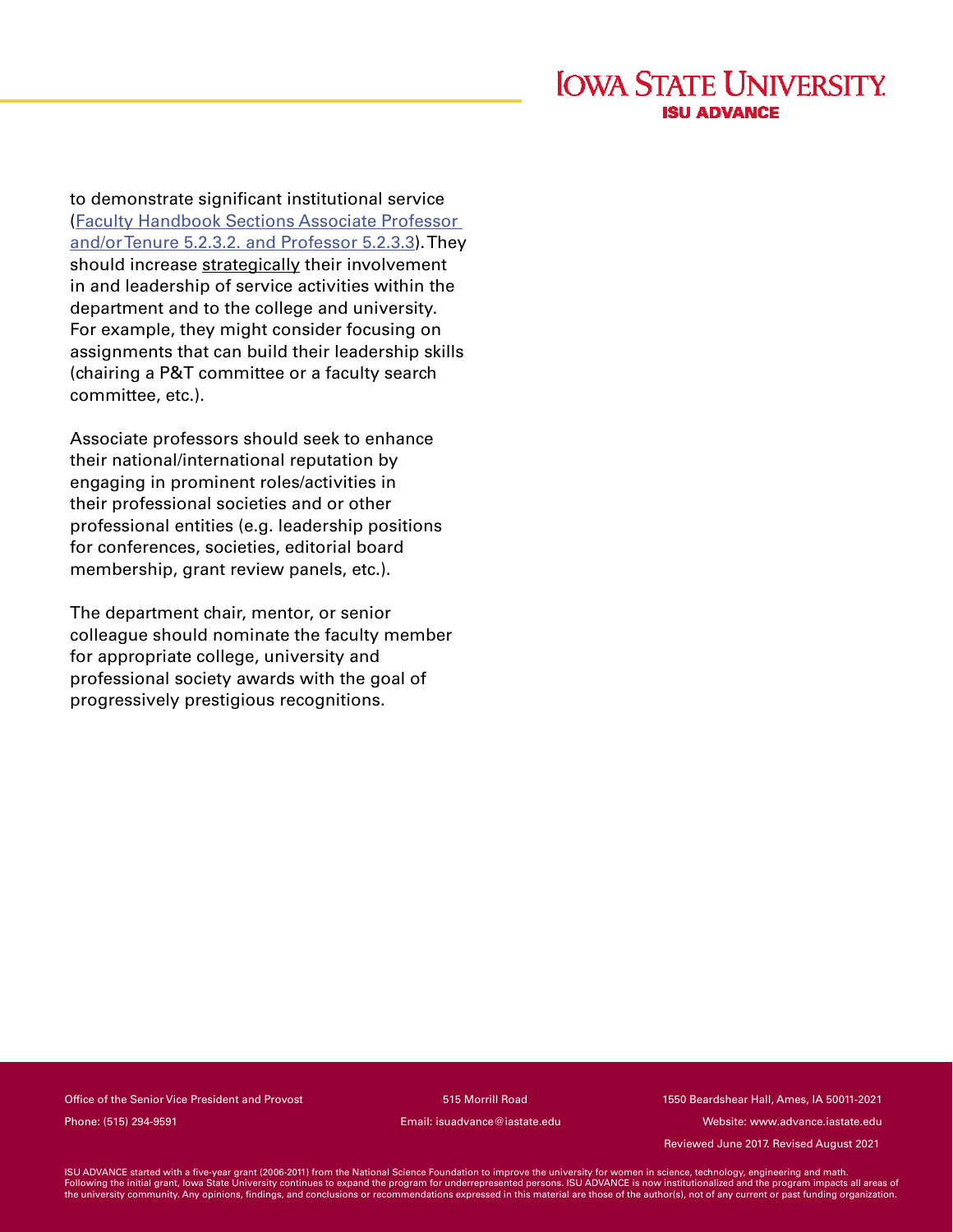to demonstrate significant institutional service (Faculty Handbook Sections Associate Professor and/or Tenure 5.2.3.2. and Professor 5.2.3.3). They should increase strategically their involvement in and leadership of service activities within the department and to the college and university. For example, they might consider focusing on assignments that can build their leadership skills (chairing a P&T committee or a faculty search committee, etc.).

Associate professors should seek to enhance their national/international reputation by engaging in prominent roles/activities in their professional societies and or other professional entities (e.g. leadership positions for conferences, societies, editorial board membership, grant review panels, etc.).

The department chair, mentor, or senior colleague should nominate the faculty member for appropriate college, university and professional society awards with the goal of progressively prestigious recognitions.